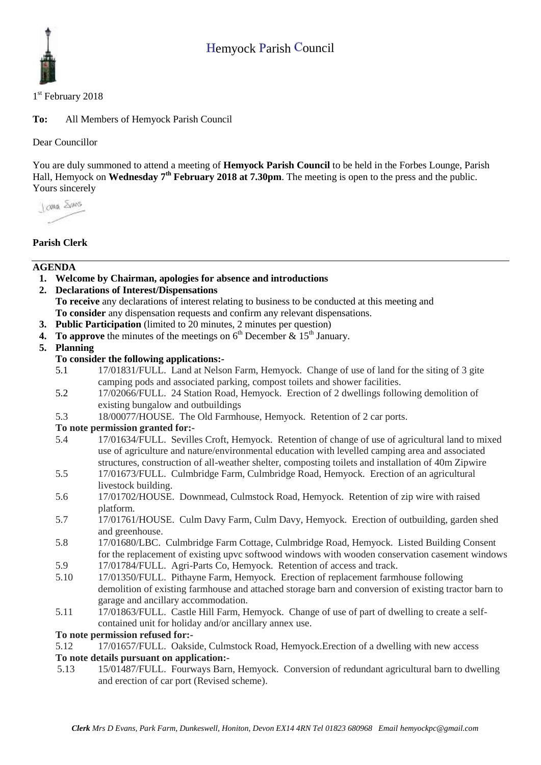# Hemyock Parish Council

1st February 2018

**To:** All Members of Hemyock Parish Council

Dear Councillor

You are duly summoned to attend a meeting of **Hemyock Parish Council** to be held in the Forbes Lounge, Parish Hall, Hemyock on **Wednesday 7th February 2018 at 7.30pm**. The meeting is open to the press and the public.
Yours sincerely

**Parish Clerk**

---

## AGENDA

1. **Welcome by Chairman, apologies for absence and introductions**
2. **Declarations of Interest/Dispensations**
   **To receive** any declarations of interest relating to business to be conducted at this meeting and
   **To consider** any dispensation requests and confirm any relevant dispensations.
3. **Public Participation** (limited to 20 minutes, 2 minutes per question)
4. **To approve** the minutes of the meetings on 6th December & 15th January.
5. **Planning**

   **To consider the following applications:-**

   5.1 17/01831/FULL. Land at Nelson Farm, Hemyock. Change of use of land for the siting of 3 gite camping pods and associated parking, compost toilets and shower facilities.

   5.2 17/02066/FULL. 24 Station Road, Hemyock. Erection of 2 dwellings following demolition of existing bungalow and outbuildings

   5.3 18/00077/HOUSE. The Old Farmhouse, Hemyock. Retention of 2 car ports.

   **To note permission granted for:-**

   5.4 17/01634/FULL. Sevilles Croft, Hemyock. Retention of change of use of agricultural land to mixed use of agriculture and nature/environmental education with levelled camping area and associated structures, construction of all-weather shelter, composting toilets and installation of 40m Zipwire

   5.5 17/01673/FULL. Culmbridge Farm, Culmbridge Road, Hemyock. Erection of an agricultural livestock building.

   5.6 17/01702/HOUSE. Downmead, Culmstock Road, Hemyock. Retention of zip wire with raised platform.

   5.7 17/01761/HOUSE. Culm Davy Farm, Culm Davy, Hemyock. Erection of outbuilding, garden shed and greenhouse.

   5.8 17/01680/LBC. Culmbridge Farm Cottage, Culmbridge Road, Hemyock. Listed Building Consent for the replacement of existing upvc softwood windows with wooden conservation casement windows

   5.9 17/01784/FULL. Agri-Parts Co, Hemyock. Retention of access and track.

   5.10 17/01350/FULL. Pithayne Farm, Hemyock. Erection of replacement farmhouse following demolition of existing farmhouse and attached storage barn and conversion of existing tractor barn to garage and ancillary accommodation.

   5.11 17/01863/FULL. Castle Hill Farm, Hemyock. Change of use of part of dwelling to create a self-contained unit for holiday and/or ancillary annex use.

   **To note permission refused for:-**

   5.12 17/01657/FULL. Oakside, Culmstock Road, Hemyock.Erection of a dwelling with new access

   **To note details pursuant on application:-**

   5.13 15/01487/FULL. Fourways Barn, Hemyock. Conversion of redundant agricultural barn to dwelling and erection of car port (Revised scheme).

*Clerk Mrs D Evans, Park Farm, Dunkeswell, Honiton, Devon EX14 4RN Tel 01823 680968 Email hemyockpc@gmail.com*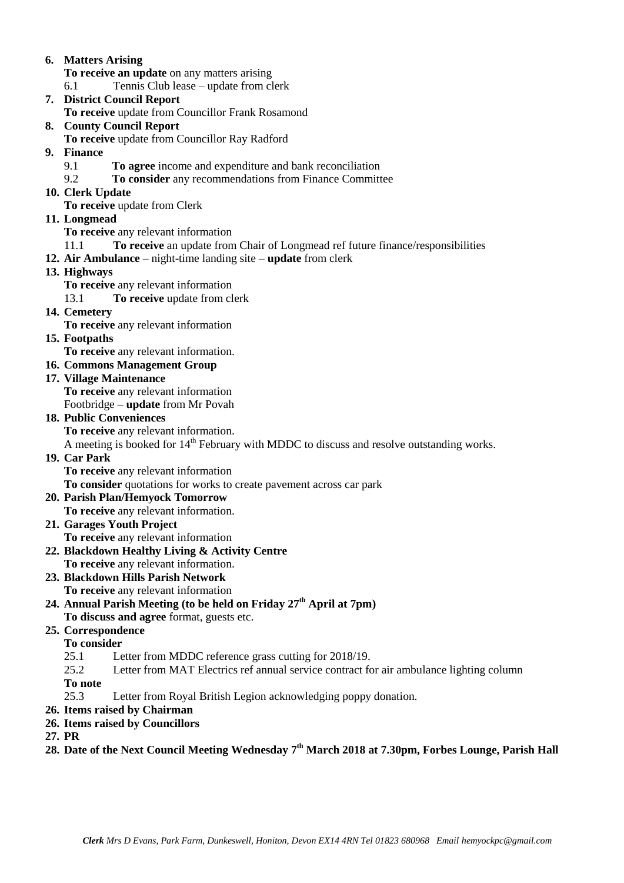6. **Matters Arising**
   **To receive an update** on any matters arising
   6.1 Tennis Club lease – update from clerk
7. **District Council Report**
   **To receive** update from Councillor Frank Rosamond
8. **County Council Report**
   **To receive** update from Councillor Ray Radford
9. **Finance**
   9.1 **To agree** income and expenditure and bank reconciliation
   9.2 **To consider** any recommendations from Finance Committee
10. **Clerk Update**
    **To receive** update from Clerk
11. **Longmead**
    **To receive** any relevant information
    11.1 **To receive** an update from Chair of Longmead ref future finance/responsibilities
12. **Air Ambulance** – night-time landing site – **update** from clerk
13. **Highways**
    **To receive** any relevant information
    13.1 **To receive** update from clerk
14. **Cemetery**
    **To receive** any relevant information
15. **Footpaths**
    **To receive** any relevant information.
16. **Commons Management Group**
17. **Village Maintenance**
    **To receive** any relevant information
    Footbridge – **update** from Mr Povah
18. **Public Conveniences**
    **To receive** any relevant information.
    A meeting is booked for 14th February with MDDC to discuss and resolve outstanding works.
19. **Car Park**
    **To receive** any relevant information
    **To consider** quotations for works to create pavement across car park
20. **Parish Plan/Hemyock Tomorrow**
    **To receive** any relevant information.
21. **Garages Youth Project**
    **To receive** any relevant information
22. **Blackdown Healthy Living & Activity Centre**
    **To receive** any relevant information.
23. **Blackdown Hills Parish Network**
    **To receive** any relevant information
24. **Annual Parish Meeting (to be held on Friday 27th April at 7pm)**
    **To discuss and agree** format, guests etc.
25. **Correspondence**
    **To consider**
    25.1 Letter from MDDC reference grass cutting for 2018/19.
    25.2 Letter from MAT Electrics ref annual service contract for air ambulance lighting column
    **To note**
    25.3 Letter from Royal British Legion acknowledging poppy donation.
26. **Items raised by Chairman**
26. **Items raised by Councillors**
27. **PR**
28. **Date of the Next Council Meeting Wednesday 7th March 2018 at 7.30pm, Forbes Lounge, Parish Hall**

*Clerk Mrs D Evans, Park Farm, Dunkeswell, Honiton, Devon EX14 4RN Tel 01823 680968 Email hemyockpc@gmail.com*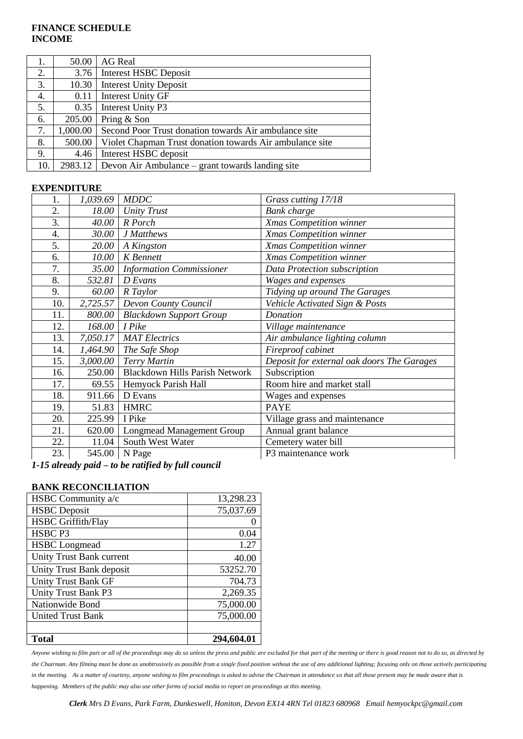**FINANCE SCHEDULE**
**INCOME**

| | | |
|---|---|---|
| 1. | 50.00 | AG Real |
| 2. | 3.76 | Interest HSBC Deposit |
| 3. | 10.30 | Interest Unity Deposit |
| 4. | 0.11 | Interest Unity GF |
| 5. | 0.35 | Interest Unity P3 |
| 6. | 205.00 | Pring & Son |
| 7. | 1,000.00 | Second Poor Trust donation towards Air ambulance site |
| 8. | 500.00 | Violet Chapman Trust donation towards Air ambulance site |
| 9. | 4.46 | Interest HSBC deposit |
| 10. | 2983.12 | Devon Air Ambulance – grant towards landing site |

**EXPENDITURE**

| | | | |
|---|---|---|---|
| 1. | *1,039.69* | *MDDC* | *Grass cutting 17/18* |
| 2. | *18.00* | *Unity Trust* | *Bank charge* |
| 3. | *40.00* | *R Porch* | *Xmas Competition winner* |
| 4. | *30.00* | *J Matthews* | *Xmas Competition winner* |
| 5. | *20.00* | *A Kingston* | *Xmas Competition winner* |
| 6. | *10.00* | *K Bennett* | *Xmas Competition winner* |
| 7. | *35.00* | *Information Commissioner* | *Data Protection subscription* |
| 8. | *532.81* | *D Evans* | *Wages and expenses* |
| 9. | *60.00* | *R Taylor* | *Tidying up around The Garages* |
| 10. | *2,725.57* | *Devon County Council* | *Vehicle Activated Sign & Posts* |
| 11. | *800.00* | *Blackdown Support Group* | *Donation* |
| 12. | *168.00* | *I Pike* | *Village maintenance* |
| 13. | *7,050.17* | *MAT Electrics* | *Air ambulance lighting column* |
| 14. | *1,464.90* | *The Safe Shop* | *Fireproof cabinet* |
| 15. | *3,000.00* | *Terry Martin* | *Deposit for external oak doors The Garages* |
| 16. | 250.00 | Blackdown Hills Parish Network | Subscription |
| 17. | 69.55 | Hemyock Parish Hall | Room hire and market stall |
| 18. | 911.66 | D Evans | Wages and expenses |
| 19. | 51.83 | HMRC | PAYE |
| 20. | 225.99 | I Pike | Village grass and maintenance |
| 21. | 620.00 | Longmead Management Group | Annual grant balance |
| 22. | 11.04 | South West Water | Cemetery water bill |
| 23. | 545.00 | N Page | P3 maintenance work |

***1-15 already paid – to be ratified by full council***

**BANK RECONCILIATION**

| | |
|---|---|
| HSBC Community a/c | 13,298.23 |
| HSBC Deposit | 75,037.69 |
| HSBC Griffith/Flay | 0 |
| HSBC P3 | 0.04 |
| HSBC Longmead | 1.27 |
| Unity Trust Bank current | 40.00 |
| Unity Trust Bank deposit | 53252.70 |
| Unity Trust Bank GF | 704.73 |
| Unity Trust Bank P3 | 2,269.35 |
| Nationwide Bond | 75,000.00 |
| United Trust Bank | 75,000.00 |
| | |
| **Total** | **294,604.01** |

*Anyone wishing to film part or all of the proceedings may do so unless the press and public are excluded for that part of the meeting or there is good reason not to do so, as directed by the Chairman. Any filming must be done as unobtrusively as possible from a single fixed position without the use of any additional lighting; focusing only on those actively participating in the meeting. As a matter of courtesy, anyone wishing to film proceedings is asked to advise the Chairman in attendance so that all those present may be made aware that is happening. Members of the public may also use other forms of social media to report on proceedings at this meeting.*

***Clerk** Mrs D Evans, Park Farm, Dunkeswell, Honiton, Devon EX14 4RN Tel 01823 680968 Email hemyockpc@gmail.com*